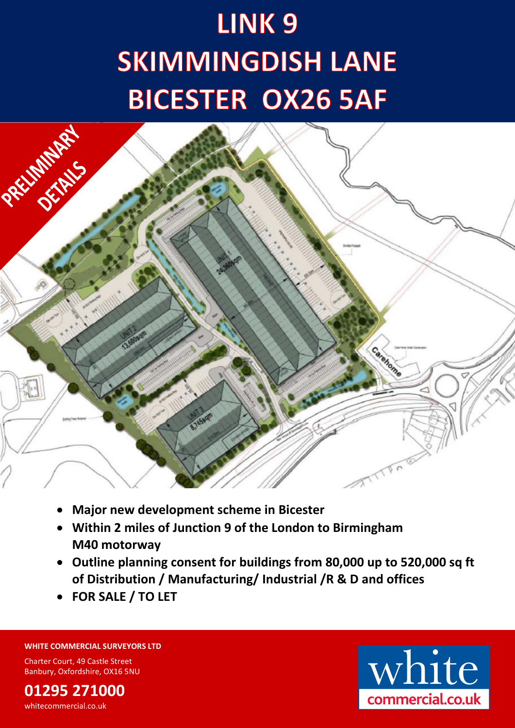# LINK 9
# SKIMMINGDISH LANE
# BICESTER OX26 5AF

PRELIMINARY DETAILS

- **Major new development scheme in Bicester**
- **Within 2 miles of Junction 9 of the London to Birmingham M40 motorway**
- **Outline planning consent for buildings from 80,000 up to 520,000 sq ft of Distribution / Manufacturing/ Industrial /R & D and offices**
- **FOR SALE / TO LET**

**WHITE COMMERCIAL SURVEYORS LTD**

Charter Court, 49 Castle Street
Banbury, Oxfordshire, OX16 5NU

**01295 271000**

whitecommercial.co.uk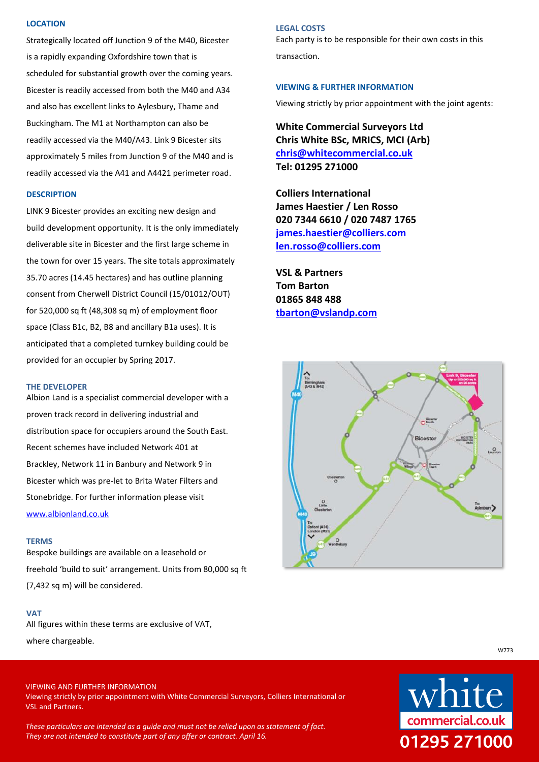## LOCATION

Strategically located off Junction 9 of the M40, Bicester is a rapidly expanding Oxfordshire town that is scheduled for substantial growth over the coming years. Bicester is readily accessed from both the M40 and A34 and also has excellent links to Aylesbury, Thame and Buckingham. The M1 at Northampton can also be readily accessed via the M40/A43. Link 9 Bicester sits approximately 5 miles from Junction 9 of the M40 and is readily accessed via the A41 and A4421 perimeter road.

## DESCRIPTION

LINK 9 Bicester provides an exciting new design and build development opportunity. It is the only immediately deliverable site in Bicester and the first large scheme in the town for over 15 years. The site totals approximately 35.70 acres (14.45 hectares) and has outline planning consent from Cherwell District Council (15/01012/OUT) for 520,000 sq ft (48,308 sq m) of employment floor space (Class B1c, B2, B8 and ancillary B1a uses). It is anticipated that a completed turnkey building could be provided for an occupier by Spring 2017.

## THE DEVELOPER

Albion Land is a specialist commercial developer with a proven track record in delivering industrial and distribution space for occupiers around the South East. Recent schemes have included Network 401 at Brackley, Network 11 in Banbury and Network 9 in Bicester which was pre-let to Brita Water Filters and Stonebridge. For further information please visit www.albionland.co.uk

## TERMS

Bespoke buildings are available on a leasehold or freehold 'build to suit' arrangement. Units from 80,000 sq ft (7,432 sq m) will be considered.

## VAT

All figures within these terms are exclusive of VAT, where chargeable.

## LEGAL COSTS

Each party is to be responsible for their own costs in this transaction.

## VIEWING & FURTHER INFORMATION

Viewing strictly by prior appointment with the joint agents:

**White Commercial Surveyors Ltd**
**Chris White BSc, MRICS, MCI (Arb)**
**chris@whitecommercial.co.uk**
**Tel: 01295 271000**

**Colliers International**
**James Haestier / Len Rosso**
**020 7344 6610 / 020 7487 1765**
**james.haestier@colliers.com**
**len.rosso@colliers.com**

**VSL & Partners**
**Tom Barton**
**01865 848 488**
**tbarton@vslandp.com**

Link 9, Bicester
Up to 520,000 sq ft on 36 acres

To: Birmingham (A43 & M42)
M40
Bicester
Bicester North
Bicester Village
Bicester Town
Bicester Distribution Park
Launton
Chesterton
Little Chesterton
To: Oxford (A34) London (M25)
Wendlebury
To: Aylesbury
A41
J9

W773

VIEWING AND FURTHER INFORMATION
Viewing strictly by prior appointment with White Commercial Surveyors, Colliers International or VSL and Partners.

*These particulars are intended as a guide and must not be relied upon as statement of fact. They are not intended to constitute part of any offer or contract. April 16.*

white commercial.co.uk
01295 271000